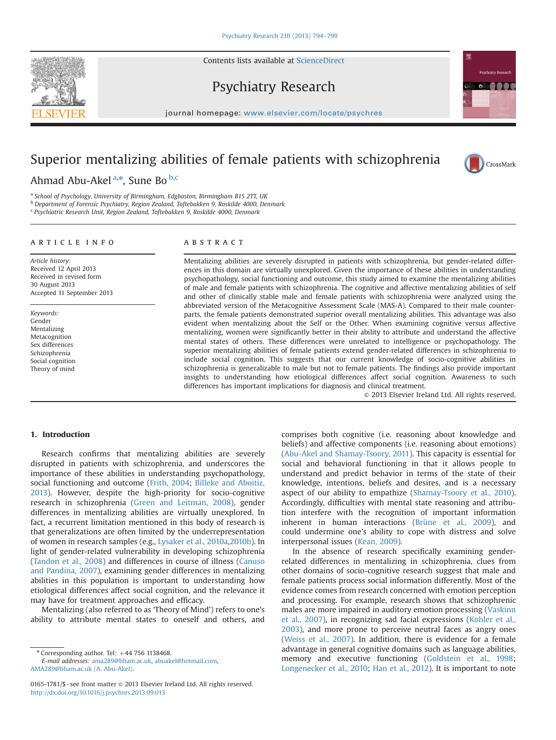# Superior mentalizing abilities of female patients with schizophrenia

Ahmad Abu-Akel [a,*], Sune Bo [b,c]

[a] School of Psychology, University of Birmingham, Edgbaston, Birmingham B15 2TT, UK
[b] Department of Forensic Psychiatry, Region Zealand, Toftebakken 9, Roskilde 4000, Denmark
[c] Psychiatric Research Unit, Region Zealand, Toftebakken 9, Roskilde 4000, Denmark

## ARTICLE INFO

*Article history:*
Received 12 April 2013
Received in revised form
30 August 2013
Accepted 11 September 2013

*Keywords:*
Gender
Mentalizing
Metacognition
Sex differences
Schizophrenia
Social cognition
Theory of mind

## ABSTRACT

Mentalizing abilities are severely disrupted in patients with schizophrenia, but gender-related differences in this domain are virtually unexplored. Given the importance of these abilities in understanding psychopathology, social functioning and outcome, this study aimed to examine the mentalizing abilities of male and female patients with schizophrenia. The cognitive and affective mentalizing abilities of self and other of clinically stable male and female patients with schizophrenia were analyzed using the abbreviated version of the Metacognitive Assessment Scale (MAS-A). Compared to their male counterparts, the female patients demonstrated superior overall mentalizing abilities. This advantage was also evident when mentalizing about the Self or the Other. When examining cognitive versus affective mentalizing, women were significantly better in their ability to attribute and understand the affective mental states of others. These differences were unrelated to intelligence or psychopathology. The superior mentalizing abilities of female patients extend gender-related differences in schizophrenia to include social cognition. This suggests that our current knowledge of socio-cognitive abilities in schizophrenia is generalizable to male but not to female patients. The findings also provide important insights to understanding how etiological differences affect social cognition. Awareness to such differences has important implications for diagnosis and clinical treatment.

© 2013 Elsevier Ireland Ltd. All rights reserved.

## 1. Introduction

Research confirms that mentalizing abilities are severely disrupted in patients with schizophrenia, and underscores the importance of these abilities in understanding psychopathology, social functioning and outcome (Frith, 2004; Billeke and Aboitiz, 2013). However, despite the high-priority for socio-cognitive research in schizophrenia (Green and Leitman, 2008), gender differences in mentalizing abilities are virtually unexplored. In fact, a recurrent limitation mentioned in this body of research is that generalizations are often limited by the underrepresentation of women in research samples (e.g., Lysaker et al., 2010a,2010b). In light of gender-related vulnerability in developing schizophrenia (Tandon et al., 2008) and differences in course of illness (Canuso and Pandina, 2007), examining gender differences in mentalizing abilities in this population is important to understanding how etiological differences affect social cognition, and the relevance it may have for treatment approaches and efficacy.

Mentalizing (also referred to as 'Theory of Mind') refers to one's ability to attribute mental states to oneself and others, and comprises both cognitive (i.e. reasoning about knowledge and beliefs) and affective components (i.e. reasoning about emotions) (Abu-Akel and Shamay-Tsoory, 2011). This capacity is essential for social and behavioral functioning in that it allows people to understand and predict behavior in terms of the state of their knowledge, intentions, beliefs and desires, and is a necessary aspect of our ability to empathize (Shamay-Tsoory et al., 2010). Accordingly, difficulties with mental state reasoning and attribution interfere with the recognition of important information inherent in human interactions (Brüne et al., 2009), and could undermine one's ability to cope with distress and solve interpersonal issues (Kean, 2009).

In the absence of research specifically examining gender-related differences in mentalizing in schizophrenia, clues from other domains of socio-cognitive research suggest that male and female patients process social information differently. Most of the evidence comes from research concerned with emotion perception and processing. For example, research shows that schizophrenic males are more impaired in auditory emotion processing (Vaskinn et al., 2007), in recognizing sad facial expressions (Kohler et al., 2003), and more prone to perceive neutral faces as angry ones (Weiss et al., 2007). In addition, there is evidence for a female advantage in general cognitive domains such as language abilities, memory and executive functioning (Goldstein et al., 1998; Longenecker et al., 2010; Han et al., 2012). It is important to note

* Corresponding author. Tel: +44 756 1138468.
*E-mail addresses:* ama289@bham.ac.uk, abuakel@hotmail.com, AMA289@bham.ac.uk (A. Abu-Akel).

0165-1781/$ - see front matter © 2013 Elsevier Ireland Ltd. All rights reserved.
http://dx.doi.org/10.1016/j.psychres.2013.09.013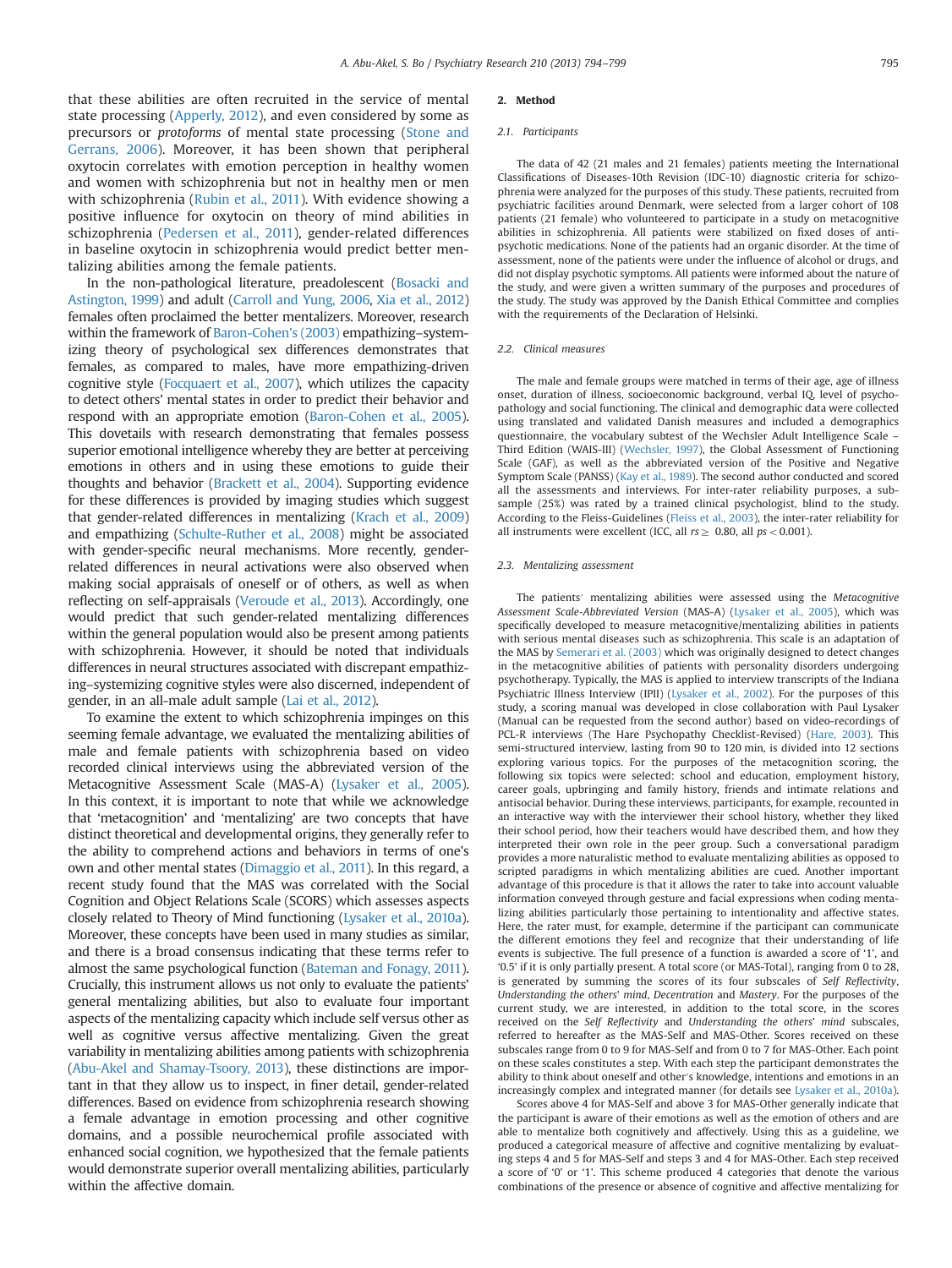that these abilities are often recruited in the service of mental state processing (Apperly, 2012), and even considered by some as precursors or *protoforms* of mental state processing (Stone and Gerrans, 2006). Moreover, it has been shown that peripheral oxytocin correlates with emotion perception in healthy women and women with schizophrenia but not in healthy men or men with schizophrenia (Rubin et al., 2011). With evidence showing a positive influence for oxytocin on theory of mind abilities in schizophrenia (Pedersen et al., 2011), gender-related differences in baseline oxytocin in schizophrenia would predict better mentalizing abilities among the female patients.

In the non-pathological literature, preadolescent (Bosacki and Astington, 1999) and adult (Carroll and Yung, 2006, Xia et al., 2012) females often proclaimed the better mentalizers. Moreover, research within the framework of Baron-Cohen's (2003) empathizing–systemizing theory of psychological sex differences demonstrates that females, as compared to males, have more empathizing-driven cognitive style (Focquaert et al., 2007), which utilizes the capacity to detect others' mental states in order to predict their behavior and respond with an appropriate emotion (Baron-Cohen et al., 2005). This dovetails with research demonstrating that females possess superior emotional intelligence whereby they are better at perceiving emotions in others and in using these emotions to guide their thoughts and behavior (Brackett et al., 2004). Supporting evidence for these differences is provided by imaging studies which suggest that gender-related differences in mentalizing (Krach et al., 2009) and empathizing (Schulte-Ruther et al., 2008) might be associated with gender-specific neural mechanisms. More recently, gender-related differences in neural activations were also observed when making social appraisals of oneself or of others, as well as when reflecting on self-appraisals (Veroude et al., 2013). Accordingly, one would predict that such gender-related mentalizing differences within the general population would also be present among patients with schizophrenia. However, it should be noted that individuals differences in neural structures associated with discrepant empathizing–systemizing cognitive styles were also discerned, independent of gender, in an all-male adult sample (Lai et al., 2012).

To examine the extent to which schizophrenia impinges on this seeming female advantage, we evaluated the mentalizing abilities of male and female patients with schizophrenia based on video recorded clinical interviews using the abbreviated version of the Metacognitive Assessment Scale (MAS-A) (Lysaker et al., 2005). In this context, it is important to note that while we acknowledge that 'metacognition' and 'mentalizing' are two concepts that have distinct theoretical and developmental origins, they generally refer to the ability to comprehend actions and behaviors in terms of one's own and other mental states (Dimaggio et al., 2011). In this regard, a recent study found that the MAS was correlated with the Social Cognition and Object Relations Scale (SCORS) which assesses aspects closely related to Theory of Mind functioning (Lysaker et al., 2010a). Moreover, these concepts have been used in many studies as similar, and there is a broad consensus indicating that these terms refer to almost the same psychological function (Bateman and Fonagy, 2011). Crucially, this instrument allows us not only to evaluate the patients' general mentalizing abilities, but also to evaluate four important aspects of the mentalizing capacity which include self versus other as well as cognitive versus affective mentalizing. Given the great variability in mentalizing abilities among patients with schizophrenia (Abu-Akel and Shamay-Tsoory, 2013), these distinctions are important in that they allow us to inspect, in finer detail, gender-related differences. Based on evidence from schizophrenia research showing a female advantage in emotion processing and other cognitive domains, and a possible neurochemical profile associated with enhanced social cognition, we hypothesized that the female patients would demonstrate superior overall mentalizing abilities, particularly within the affective domain.

## 2. Method

### 2.1. Participants

The data of 42 (21 males and 21 females) patients meeting the International Classifications of Diseases-10th Revision (IDC-10) diagnostic criteria for schizophrenia were analyzed for the purposes of this study. These patients, recruited from psychiatric facilities around Denmark, were selected from a larger cohort of 108 patients (21 female) who volunteered to participate in a study on metacognitive abilities in schizophrenia. All patients were stabilized on fixed doses of antipsychotic medications. None of the patients had an organic disorder. At the time of assessment, none of the patients were under the influence of alcohol or drugs, and did not display psychotic symptoms. All patients were informed about the nature of the study, and were given a written summary of the purposes and procedures of the study. The study was approved by the Danish Ethical Committee and complies with the requirements of the Declaration of Helsinki.

### 2.2. Clinical measures

The male and female groups were matched in terms of their age, age of illness onset, duration of illness, socioeconomic background, verbal IQ, level of psychopathology and social functioning. The clinical and demographic data were collected using translated and validated Danish measures and included a demographics questionnaire, the vocabulary subtest of the Wechsler Adult Intelligence Scale – Third Edition (WAIS-III) (Wechsler, 1997), the Global Assessment of Functioning Scale (GAF), as well as the abbreviated version of the Positive and Negative Symptom Scale (PANSS) (Kay et al., 1989). The second author conducted and scored all the assessments and interviews. For inter-rater reliability purposes, a subsample (25%) was rated by a trained clinical psychologist, blind to the study. According to the Fleiss-Guidelines (Fleiss et al., 2003), the inter-rater reliability for all instruments were excellent (ICC, all $rs \geq 0.80$, all $ps < 0.001$).

### 2.3. Mentalizing assessment

The patients' mentalizing abilities were assessed using the *Metacognitive Assessment Scale-Abbreviated Version* (MAS-A) (Lysaker et al., 2005), which was specifically developed to measure metacognitive/mentalizing abilities in patients with serious mental diseases such as schizophrenia. This scale is an adaptation of the MAS by Semerari et al. (2003) which was originally designed to detect changes in the metacognitive abilities of patients with personality disorders undergoing psychotherapy. Typically, the MAS is applied to interview transcripts of the Indiana Psychiatric Illness Interview (IPII) (Lysaker et al., 2002). For the purposes of this study, a scoring manual was developed in close collaboration with Paul Lysaker (Manual can be requested from the second author) based on video-recordings of PCL-R interviews (The Hare Psychopathy Checklist-Revised) (Hare, 2003). This semi-structured interview, lasting from 90 to 120 min, is divided into 12 sections exploring various topics. For the purposes of the metacognition scoring, the following six topics were selected: school and education, employment history, career goals, upbringing and family history, friends and intimate relations and antisocial behavior. During these interviews, participants, for example, recounted in an interactive way with the interviewer their school history, whether they liked their school period, how their teachers would have described them, and how they interpreted their own role in the peer group. Such a conversational paradigm provides a more naturalistic method to evaluate mentalizing abilities as opposed to scripted paradigms in which mentalizing abilities are cued. Another important advantage of this procedure is that it allows the rater to take into account valuable information conveyed through gesture and facial expressions when coding mentalizing abilities particularly those pertaining to intentionality and affective states. Here, the rater must, for example, determine if the participant can communicate the different emotions they feel and recognize that their understanding of life events is subjective. The full presence of a function is awarded a score of '1', and '0.5' if it is only partially present. A total score (or MAS-Total), ranging from 0 to 28, is generated by summing the scores of its four subscales of *Self Reflectivity*, *Understanding the others' mind*, *Decentration* and *Mastery*. For the purposes of the current study, we are interested, in addition to the total score, in the scores received on the *Self Reflectivity* and *Understanding the others' mind* subscales, referred to hereafter as the MAS-Self and MAS-Other. Scores received on these subscales range from 0 to 9 for MAS-Self and from 0 to 7 for MAS-Other. Each point on these scales constitutes a step. With each step the participant demonstrates the ability to think about oneself and other's knowledge, intentions and emotions in an increasingly complex and integrated manner (for details see Lysaker et al., 2010a).

Scores above 4 for MAS-Self and above 3 for MAS-Other generally indicate that the participant is aware of their emotions as well as the emotion of others and are able to mentalize both cognitively and affectively. Using this as a guideline, we produced a categorical measure of affective and cognitive mentalizing by evaluating steps 4 and 5 for MAS-Self and steps 3 and 4 for MAS-Other. Each step received a score of '0' or '1'. This scheme produced 4 categories that denote the various combinations of the presence or absence of cognitive and affective mentalizing for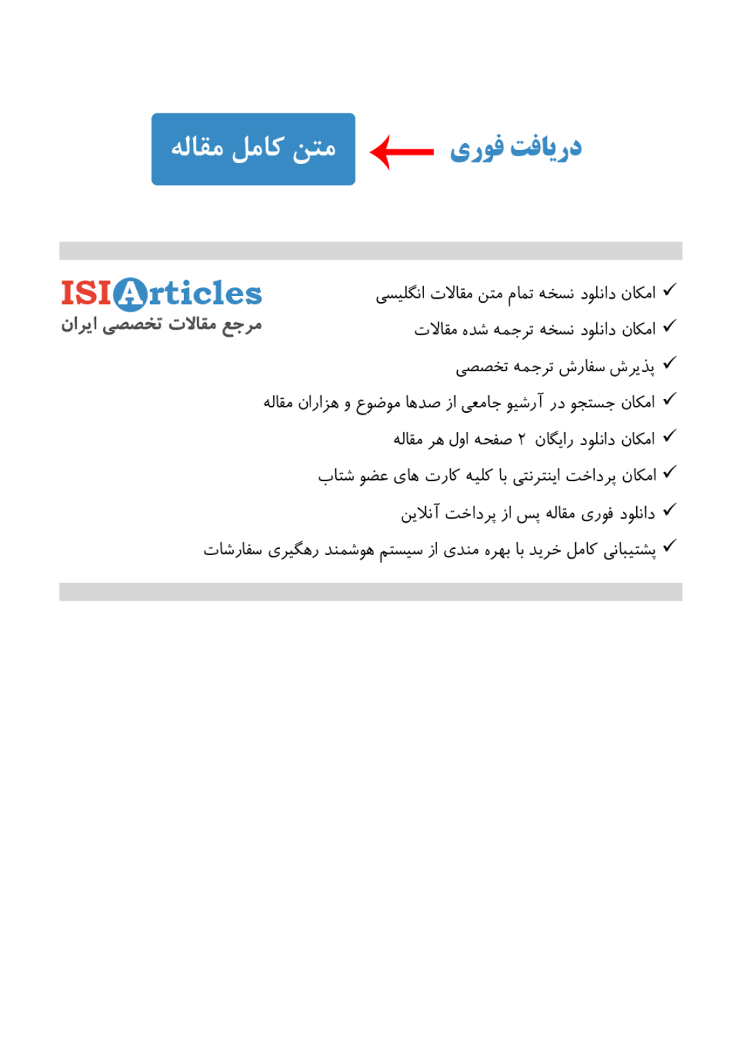**دریافت فوری** ← **متن کامل مقاله**

**ISIArticles**
مرجع مقالات تخصصی ایران

- ✓ امکان دانلود نسخه تمام متن مقالات انگلیسی
- ✓ امکان دانلود نسخه ترجمه شده مقالات
- ✓ پذیرش سفارش ترجمه تخصصی
- ✓ امکان جستجو در آرشیو جامعی از صدها موضوع و هزاران مقاله
- ✓ امکان دانلود رایگان ۲ صفحه اول هر مقاله
- ✓ امکان پرداخت اینترنتی با کلیه کارت های عضو شتاب
- ✓ دانلود فوری مقاله پس از پرداخت آنلاین
- ✓ پشتیبانی کامل خرید با بهره مندی از سیستم هوشمند رهگیری سفارشات